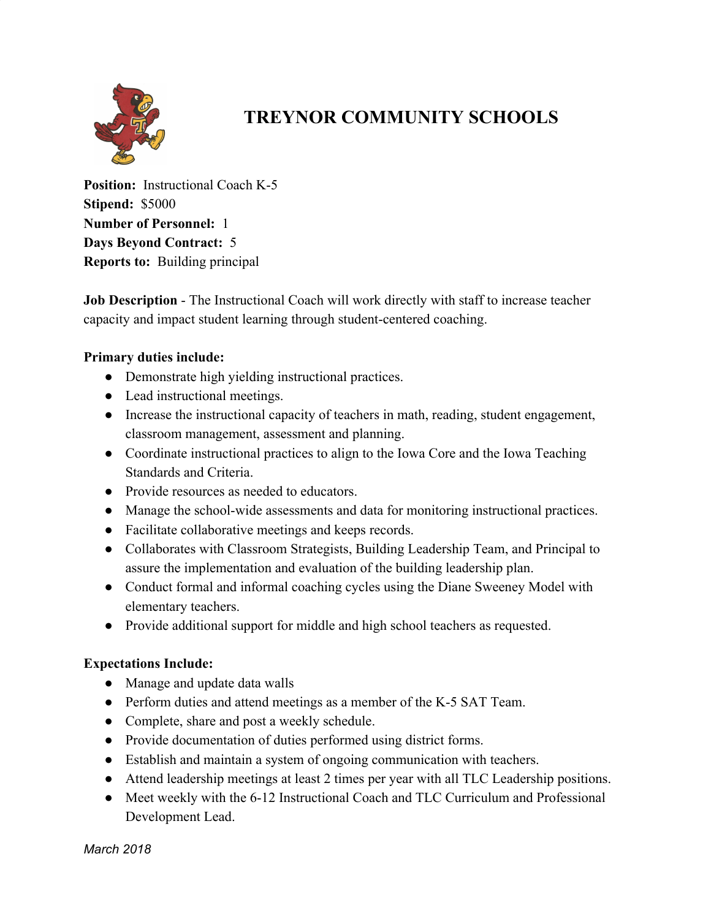# TREYNOR COMMUNITY SCHOOLS

**Position:** Instructional Coach K-5
**Stipend:** $5000
**Number of Personnel:** 1
**Days Beyond Contract:** 5
**Reports to:** Building principal

**Job Description** - The Instructional Coach will work directly with staff to increase teacher capacity and impact student learning through student-centered coaching.

**Primary duties include:**

- Demonstrate high yielding instructional practices.
- Lead instructional meetings.
- Increase the instructional capacity of teachers in math, reading, student engagement, classroom management, assessment and planning.
- Coordinate instructional practices to align to the Iowa Core and the Iowa Teaching Standards and Criteria.
- Provide resources as needed to educators.
- Manage the school-wide assessments and data for monitoring instructional practices.
- Facilitate collaborative meetings and keeps records.
- Collaborates with Classroom Strategists, Building Leadership Team, and Principal to assure the implementation and evaluation of the building leadership plan.
- Conduct formal and informal coaching cycles using the Diane Sweeney Model with elementary teachers.
- Provide additional support for middle and high school teachers as requested.

**Expectations Include:**

- Manage and update data walls
- Perform duties and attend meetings as a member of the K-5 SAT Team.
- Complete, share and post a weekly schedule.
- Provide documentation of duties performed using district forms.
- Establish and maintain a system of ongoing communication with teachers.
- Attend leadership meetings at least 2 times per year with all TLC Leadership positions.
- Meet weekly with the 6-12 Instructional Coach and TLC Curriculum and Professional Development Lead.

*March 2018*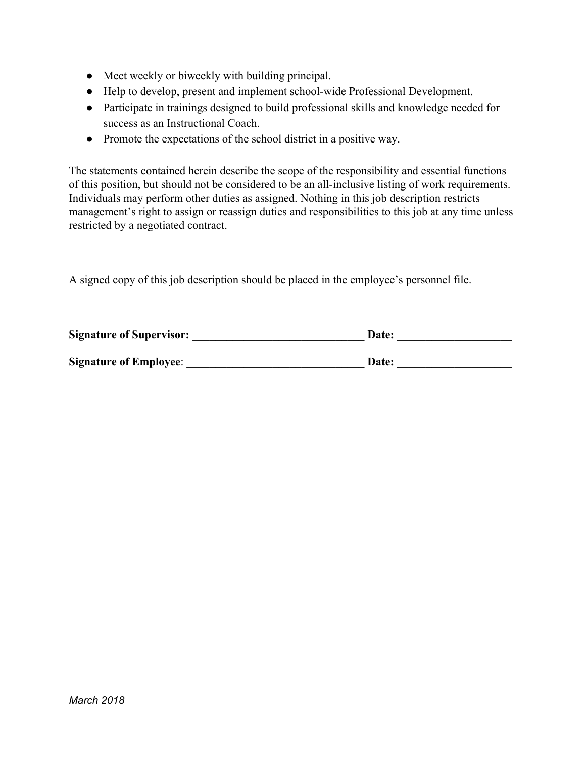- Meet weekly or biweekly with building principal.
- Help to develop, present and implement school-wide Professional Development.
- Participate in trainings designed to build professional skills and knowledge needed for success as an Instructional Coach.
- Promote the expectations of the school district in a positive way.

The statements contained herein describe the scope of the responsibility and essential functions of this position, but should not be considered to be an all-inclusive listing of work requirements. Individuals may perform other duties as assigned. Nothing in this job description restricts management's right to assign or reassign duties and responsibilities to this job at any time unless restricted by a negotiated contract.

A signed copy of this job description should be placed in the employee's personnel file.

**Signature of Supervisor:** ______________________________ **Date:** ____________________

**Signature of Employee**: _______________________________ **Date:** ____________________

*March 2018*